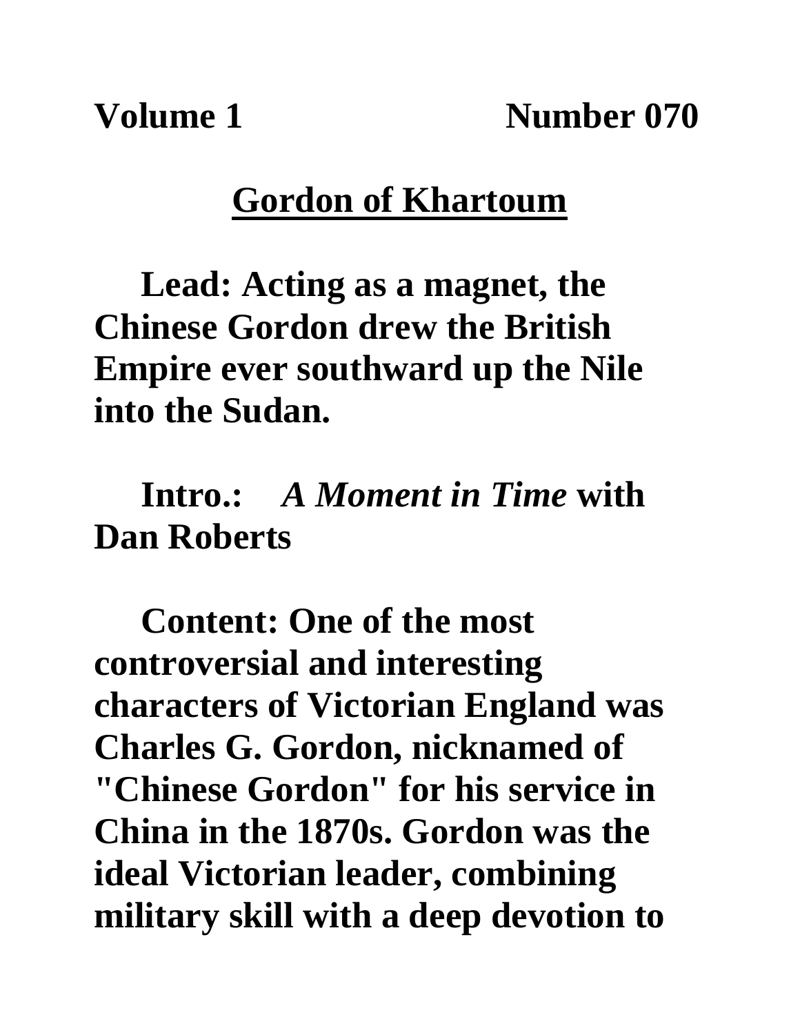**Volume 1 Number 070**

# Gordon of Khartoum

**Lead: Acting as a magnet, the Chinese Gordon drew the British Empire ever southward up the Nile into the Sudan.**

**Intro.: *A Moment in Time* with Dan Roberts**

**Content: One of the most controversial and interesting characters of Victorian England was Charles G. Gordon, nicknamed of "Chinese Gordon" for his service in China in the 1870s. Gordon was the ideal Victorian leader, combining military skill with a deep devotion to**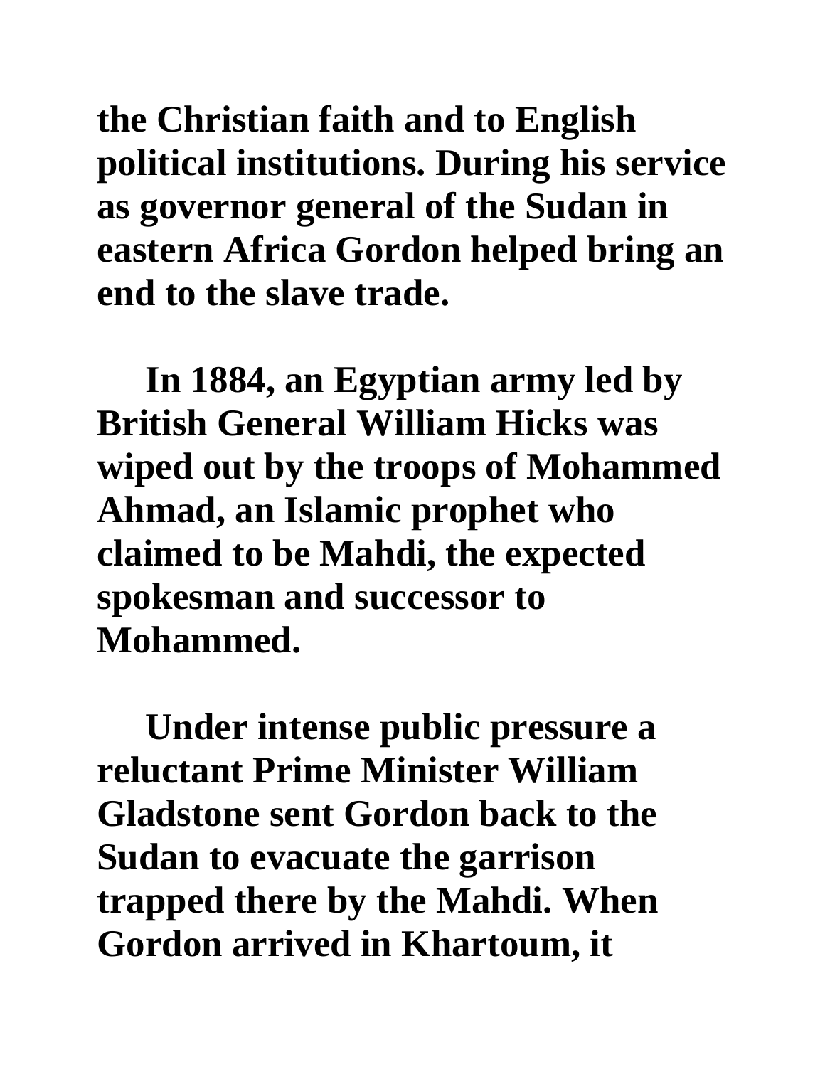**the Christian faith and to English political institutions. During his service as governor general of the Sudan in eastern Africa Gordon helped bring an end to the slave trade.**

**In 1884, an Egyptian army led by British General William Hicks was wiped out by the troops of Mohammed Ahmad, an Islamic prophet who claimed to be Mahdi, the expected spokesman and successor to Mohammed.**

**Under intense public pressure a reluctant Prime Minister William Gladstone sent Gordon back to the Sudan to evacuate the garrison trapped there by the Mahdi. When Gordon arrived in Khartoum, it**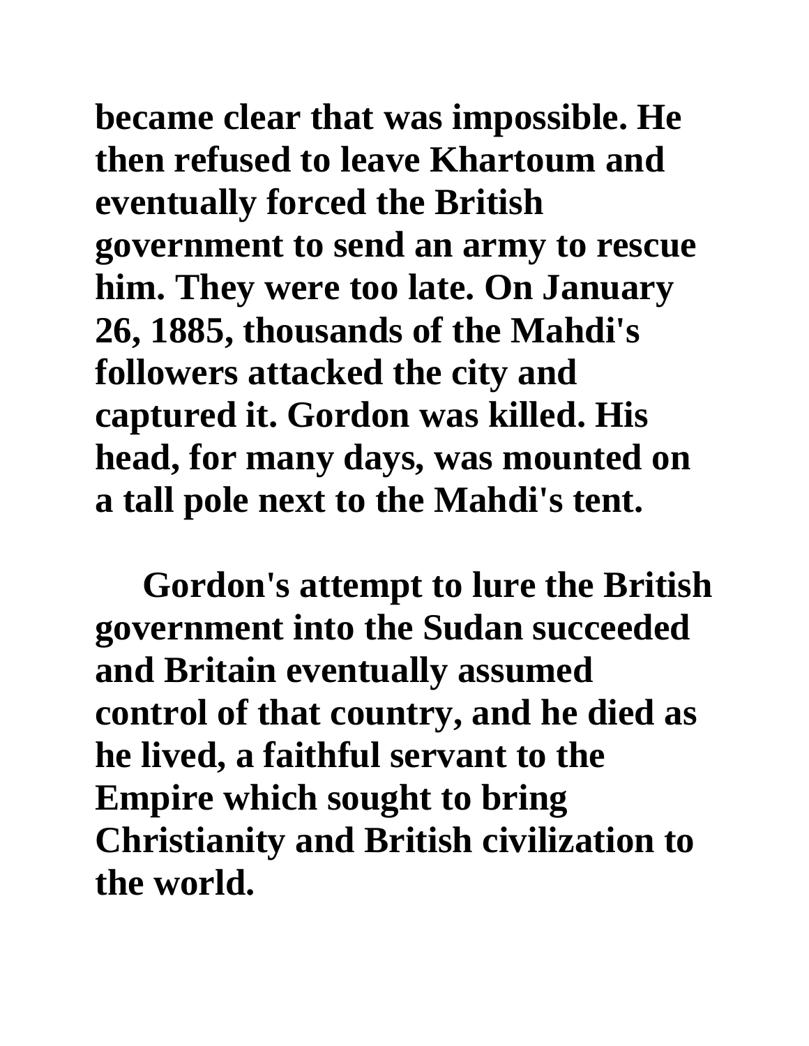**became clear that was impossible. He then refused to leave Khartoum and eventually forced the British government to send an army to rescue him. They were too late. On January 26, 1885, thousands of the Mahdi's followers attacked the city and captured it. Gordon was killed. His head, for many days, was mounted on a tall pole next to the Mahdi's tent.**

**Gordon's attempt to lure the British government into the Sudan succeeded and Britain eventually assumed control of that country, and he died as he lived, a faithful servant to the Empire which sought to bring Christianity and British civilization to the world.**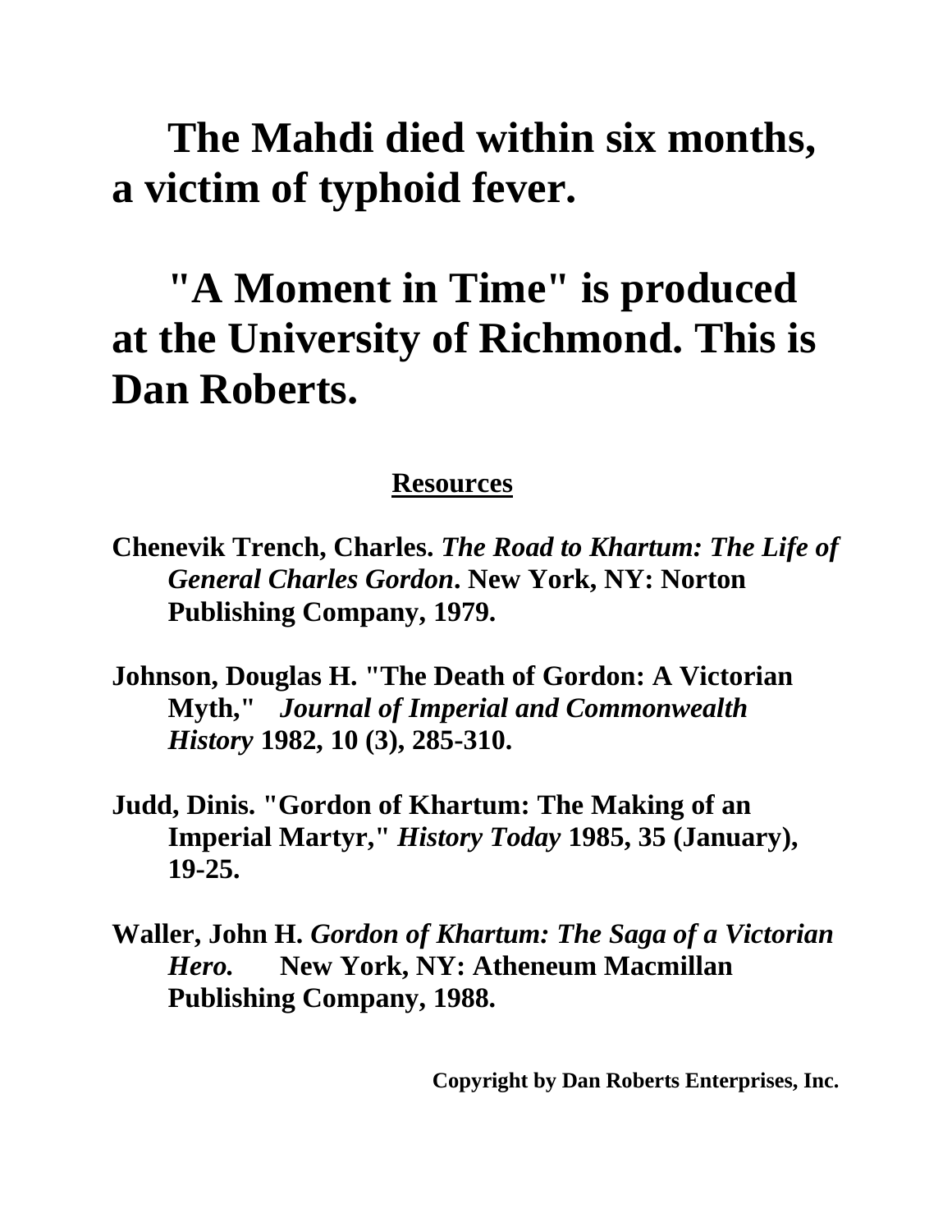**The Mahdi died within six months, a victim of typhoid fever.**

**"A Moment in Time" is produced at the University of Richmond. This is Dan Roberts.**

## Resources

**Chenevik Trench, Charles. *The Road to Khartum: The Life of General Charles Gordon*. New York, NY: Norton Publishing Company, 1979.**

**Johnson, Douglas H. "The Death of Gordon: A Victorian Myth," *Journal of Imperial and Commonwealth History* 1982, 10 (3), 285-310.**

**Judd, Dinis. "Gordon of Khartum: The Making of an Imperial Martyr," *History Today* 1985, 35 (January), 19-25.**

**Waller, John H. *Gordon of Khartum: The Saga of a Victorian Hero.* New York, NY: Atheneum Macmillan Publishing Company, 1988.**

**Copyright by Dan Roberts Enterprises, Inc.**